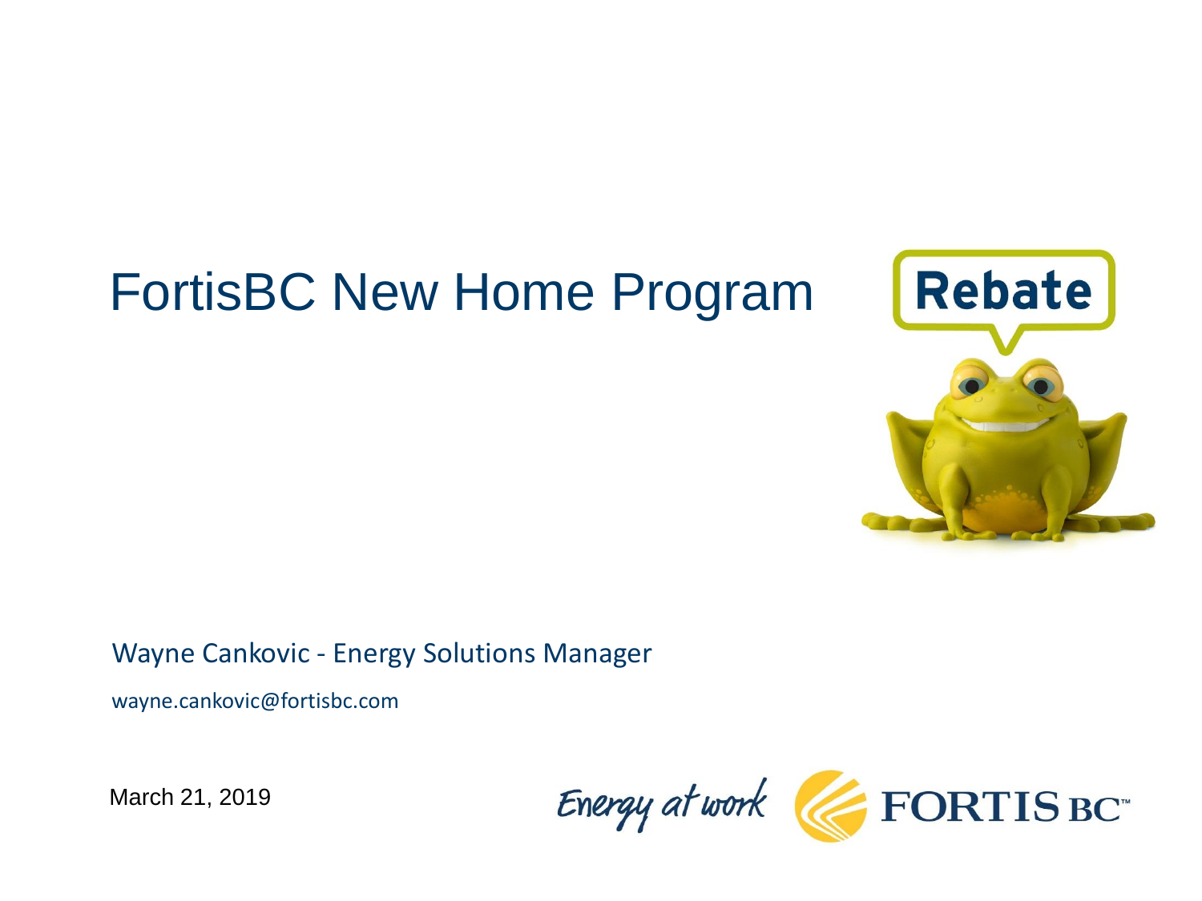# FortisBC New Home Program

Rebate

Wayne Cankovic - Energy Solutions Manager

wayne.cankovic@fortisbc.com

March 21, 2019

Energy at work FORTIS BC™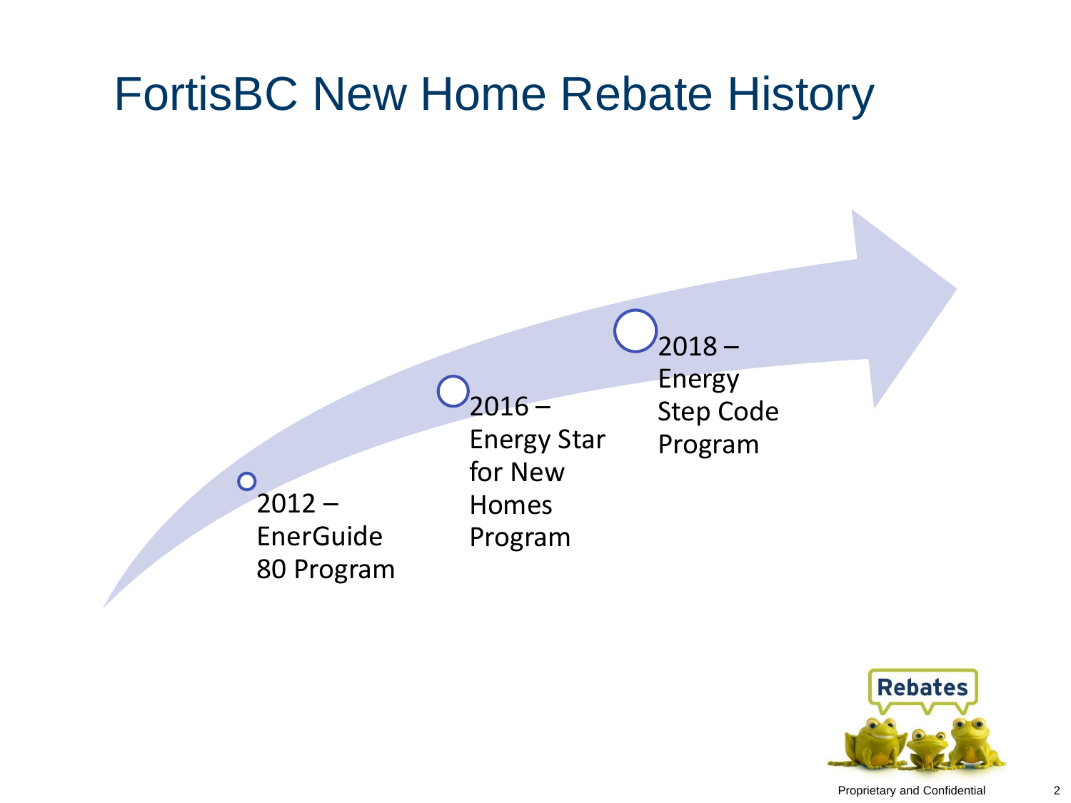# FortisBC New Home Rebate History

- 2012 – EnerGuide 80 Program
- 2016 – Energy Star for New Homes Program
- 2018 – Energy Step Code Program

Rebates

Proprietary and Confidential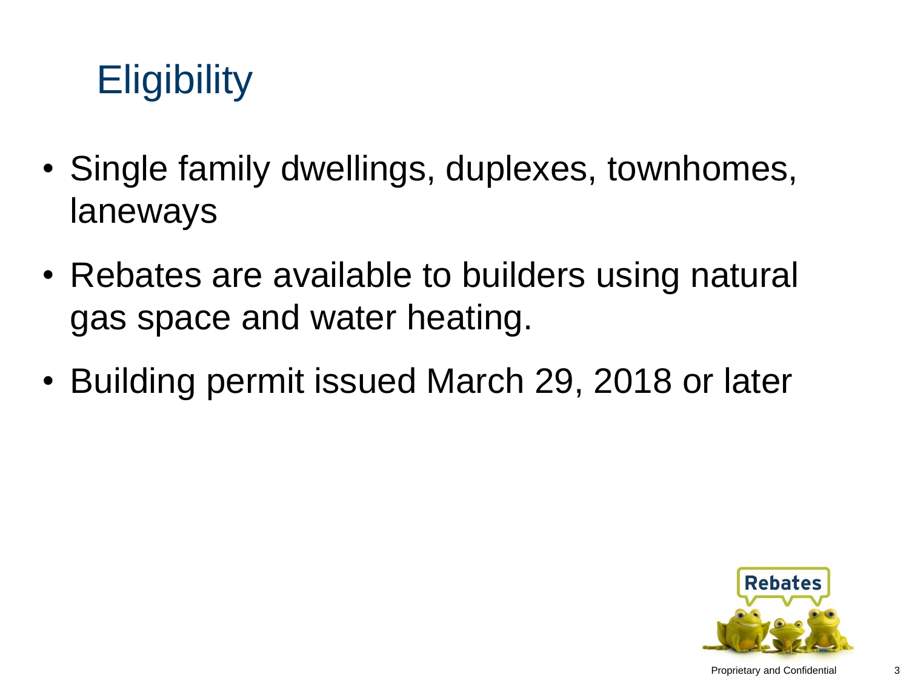# Eligibility

- Single family dwellings, duplexes, townhomes, laneways
- Rebates are available to builders using natural gas space and water heating.
- Building permit issued March 29, 2018 or later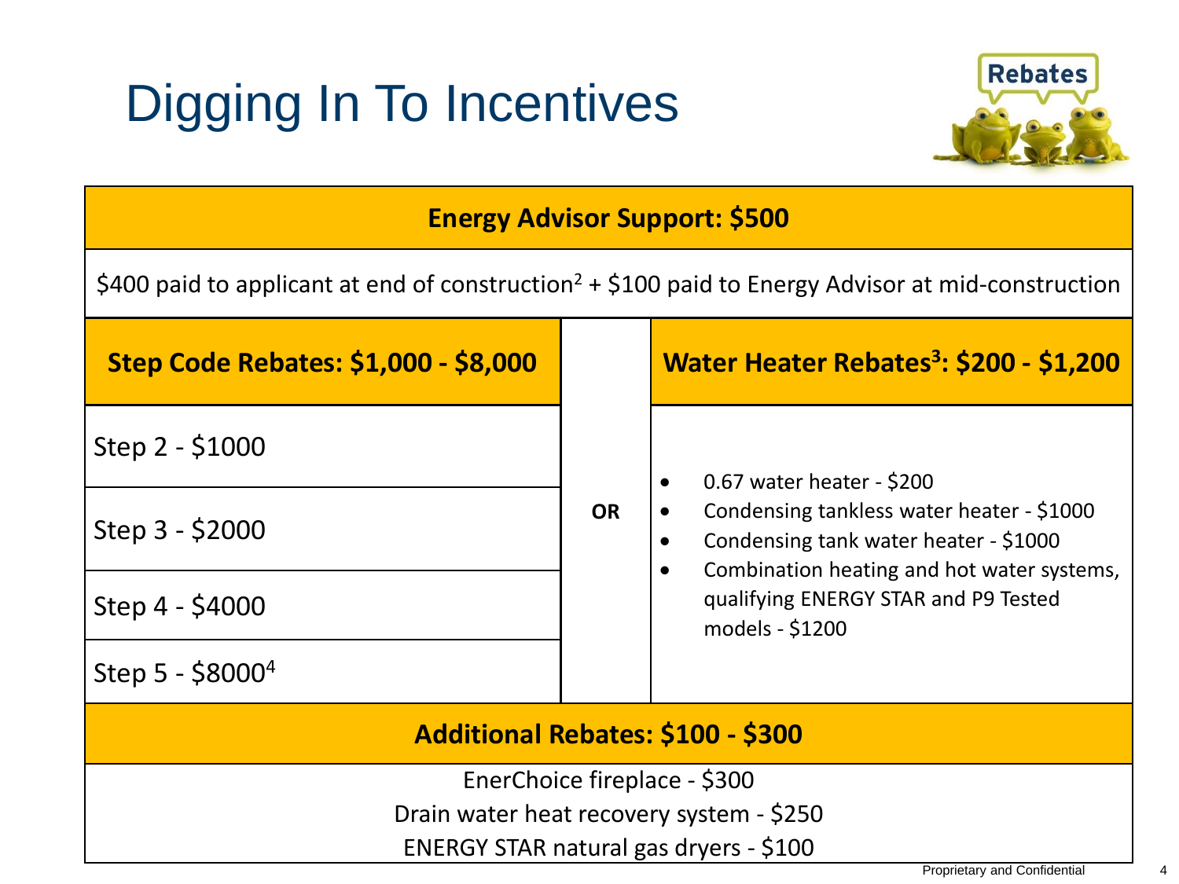# Digging In To Incentives

| **Energy Advisor Support: $500** | | |
|---|---|---|
| $400 paid to applicant at end of construction[2] + $100 paid to Energy Advisor at mid-construction | | |
| **Step Code Rebates: $1,000 - $8,000** | | **Water Heater Rebates[3]: $200 - $1,200** |
| Step 2 - $1000 | OR | • 0.67 water heater - $200<br>• Condensing tankless water heater - $1000<br>• Condensing tank water heater - $1000<br>• Combination heating and hot water systems, qualifying ENERGY STAR and P9 Tested models - $1200 |
| Step 3 - $2000 | | |
| Step 4 - $4000 | | |
| Step 5 - $8000[4] | | |
| **Additional Rebates: $100 - $300** | | |
| EnerChoice fireplace - $300<br>Drain water heat recovery system - $250<br>ENERGY STAR natural gas dryers - $100 | | |

Proprietary and Confidential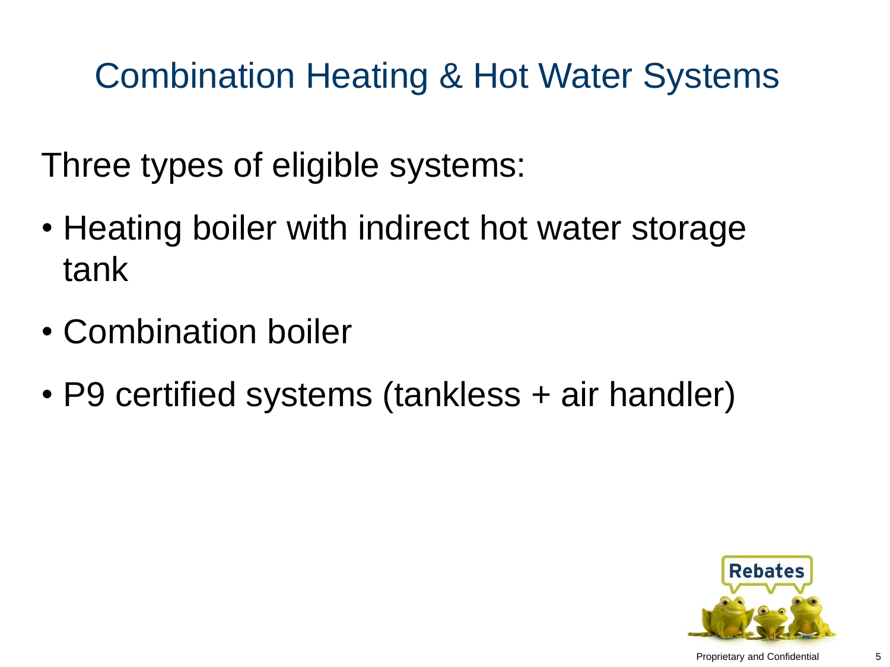# Combination Heating & Hot Water Systems

Three types of eligible systems:

- Heating boiler with indirect hot water storage tank
- Combination boiler
- P9 certified systems (tankless + air handler)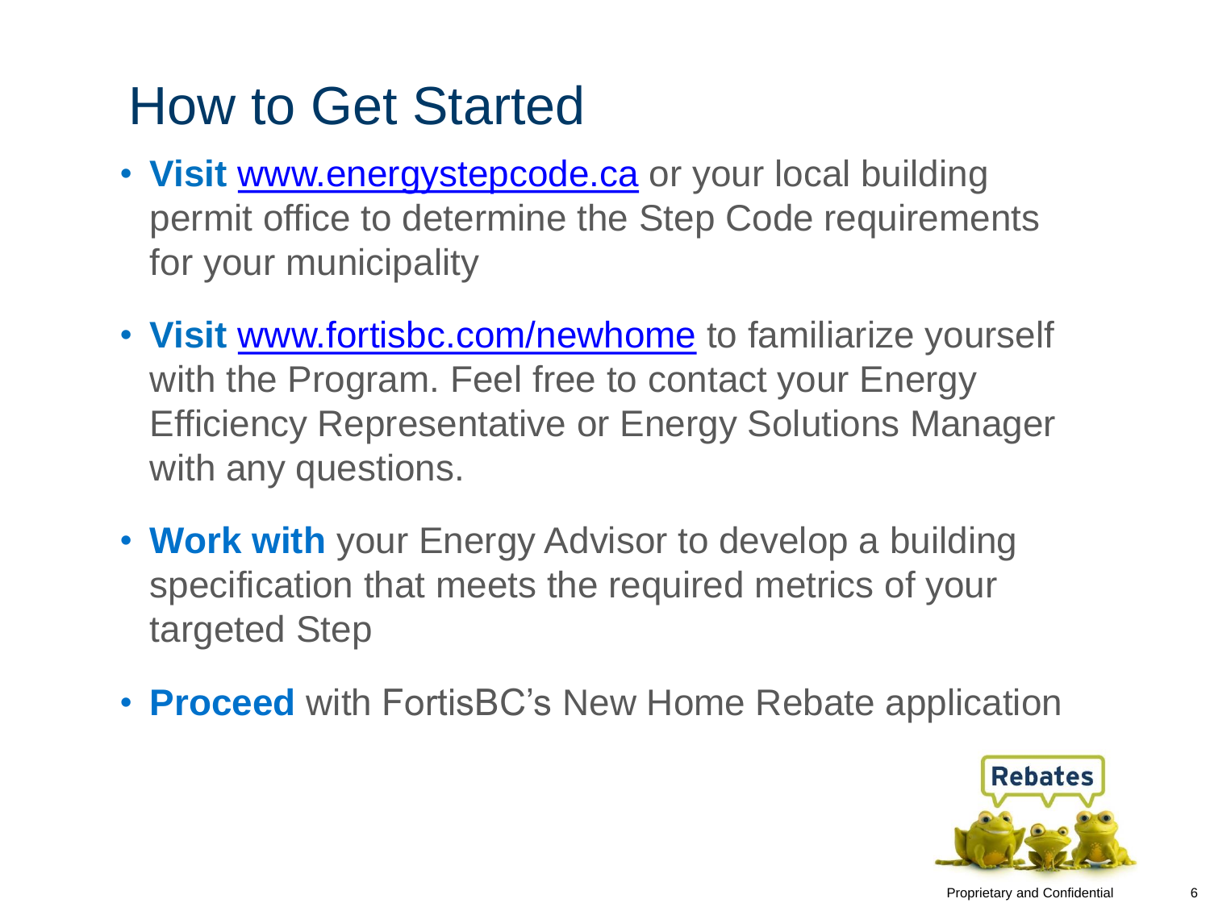# How to Get Started

- **Visit** www.energystepcode.ca or your local building permit office to determine the Step Code requirements for your municipality
- **Visit** www.fortisbc.com/newhome to familiarize yourself with the Program. Feel free to contact your Energy Efficiency Representative or Energy Solutions Manager with any questions.
- **Work with** your Energy Advisor to develop a building specification that meets the required metrics of your targeted Step
- **Proceed** with FortisBC's New Home Rebate application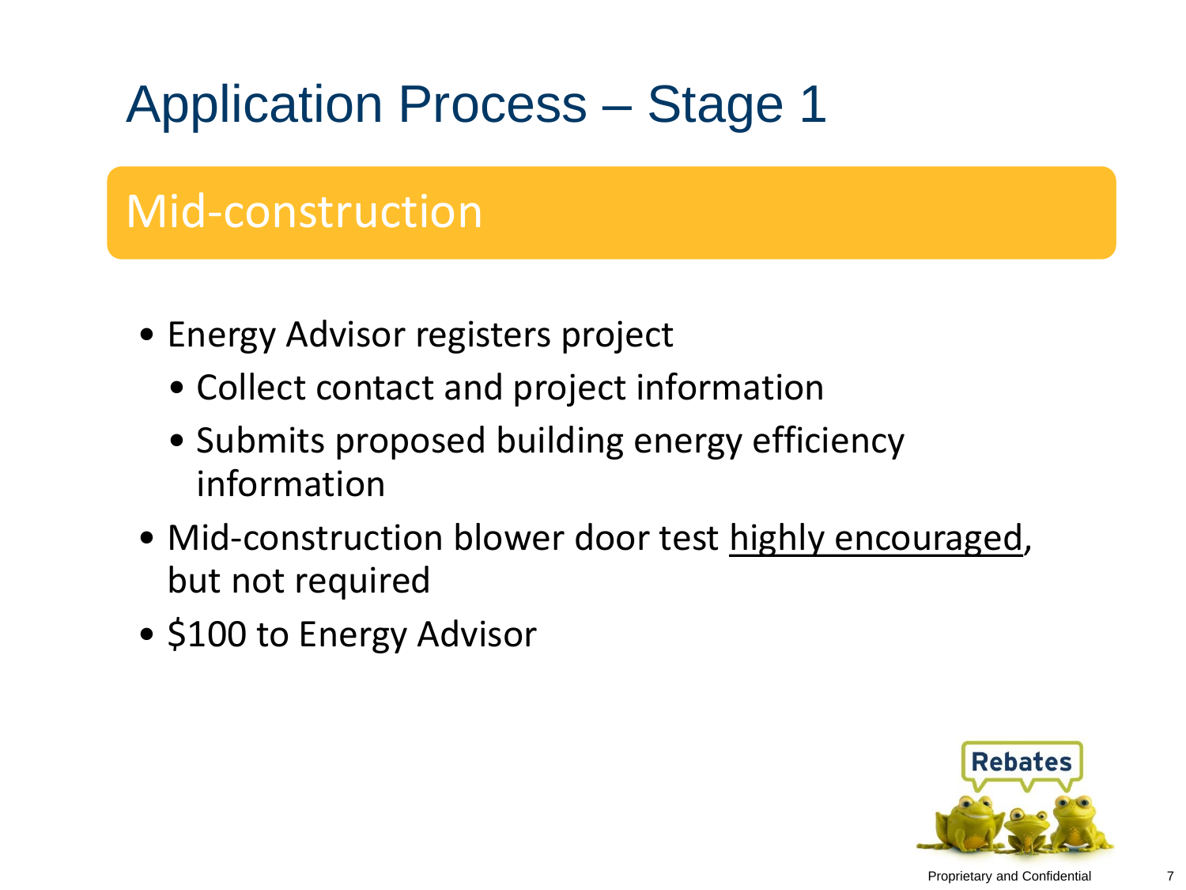# Application Process – Stage 1

## Mid-construction

- Energy Advisor registers project
  - Collect contact and project information
  - Submits proposed building energy efficiency information
- Mid-construction blower door test <u>highly encouraged</u>, but not required
- $100 to Energy Advisor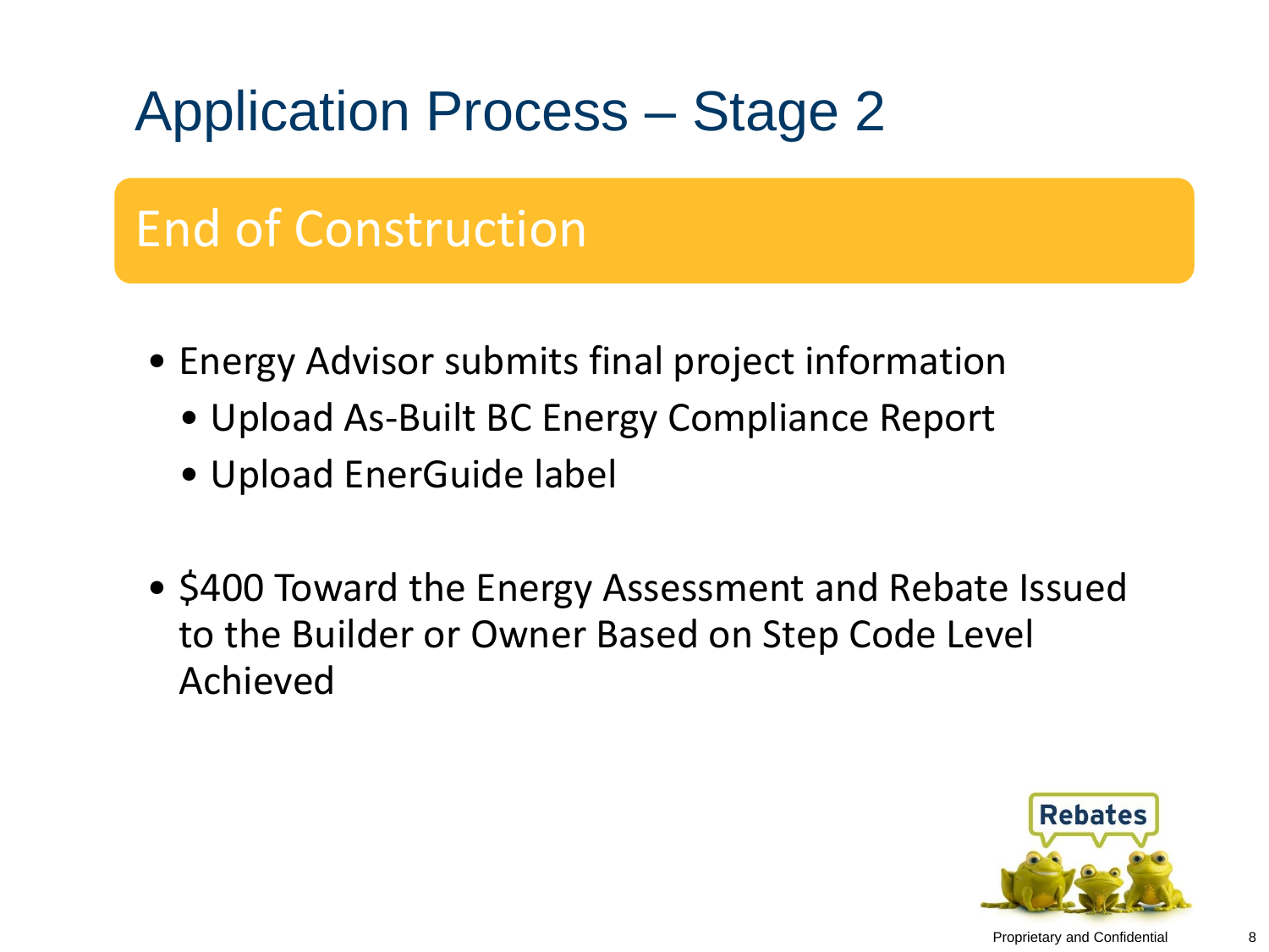# Application Process – Stage 2

## End of Construction

- Energy Advisor submits final project information
  - Upload As-Built BC Energy Compliance Report
  - Upload EnerGuide label
- $400 Toward the Energy Assessment and Rebate Issued to the Builder or Owner Based on Step Code Level Achieved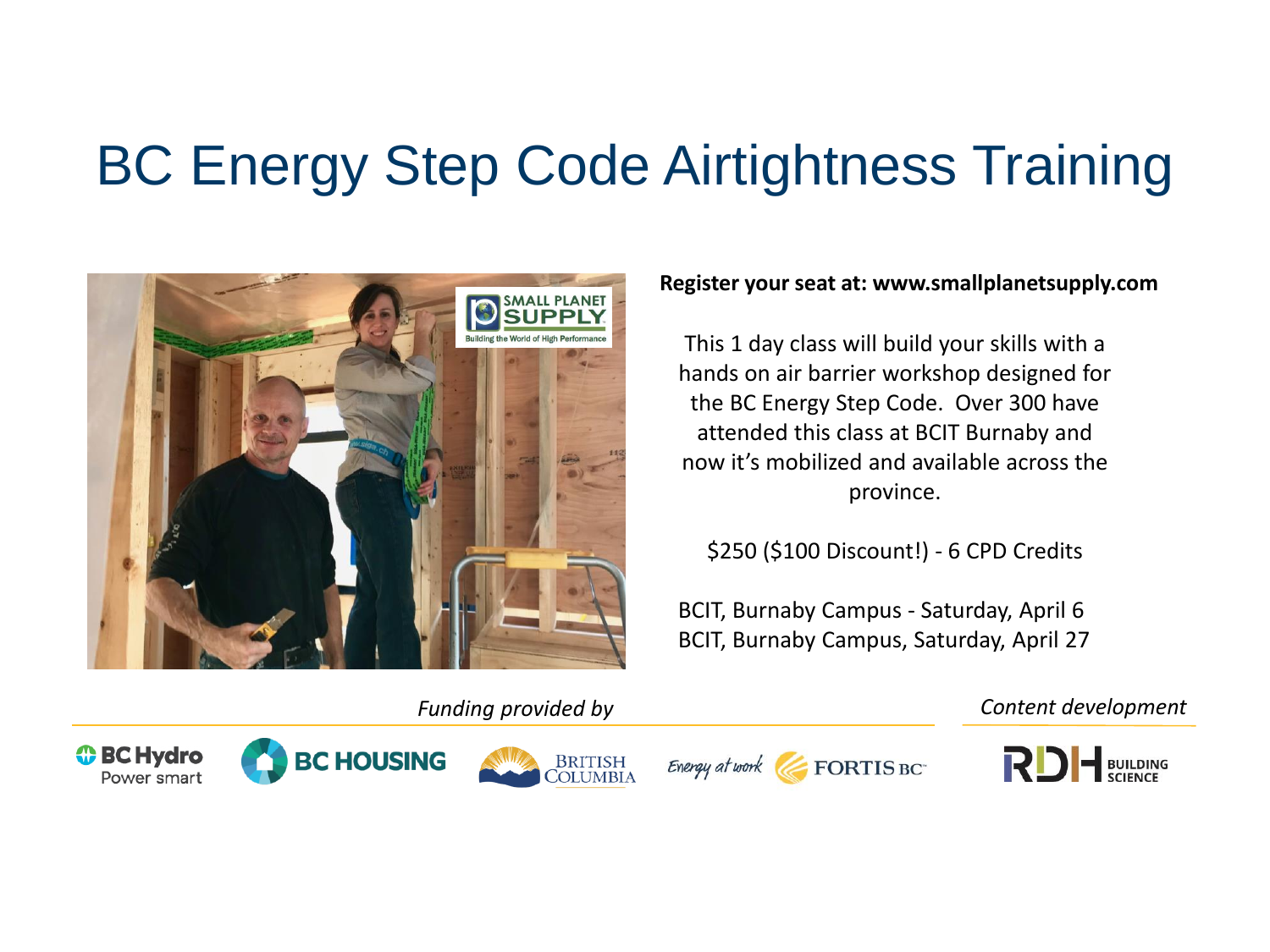# BC Energy Step Code Airtightness Training

**Register your seat at: www.smallplanetsupply.com**

This 1 day class will build your skills with a hands on air barrier workshop designed for the BC Energy Step Code. Over 300 have attended this class at BCIT Burnaby and now it's mobilized and available across the province.

$250 ($100 Discount!) - 6 CPD Credits

BCIT, Burnaby Campus - Saturday, April 6
BCIT, Burnaby Campus, Saturday, April 27

*Funding provided by*

BC Hydro Power smart | BC HOUSING | BRITISH COLUMBIA | Energy at work FORTIS BC

*Content development*

RDH BUILDING SCIENCE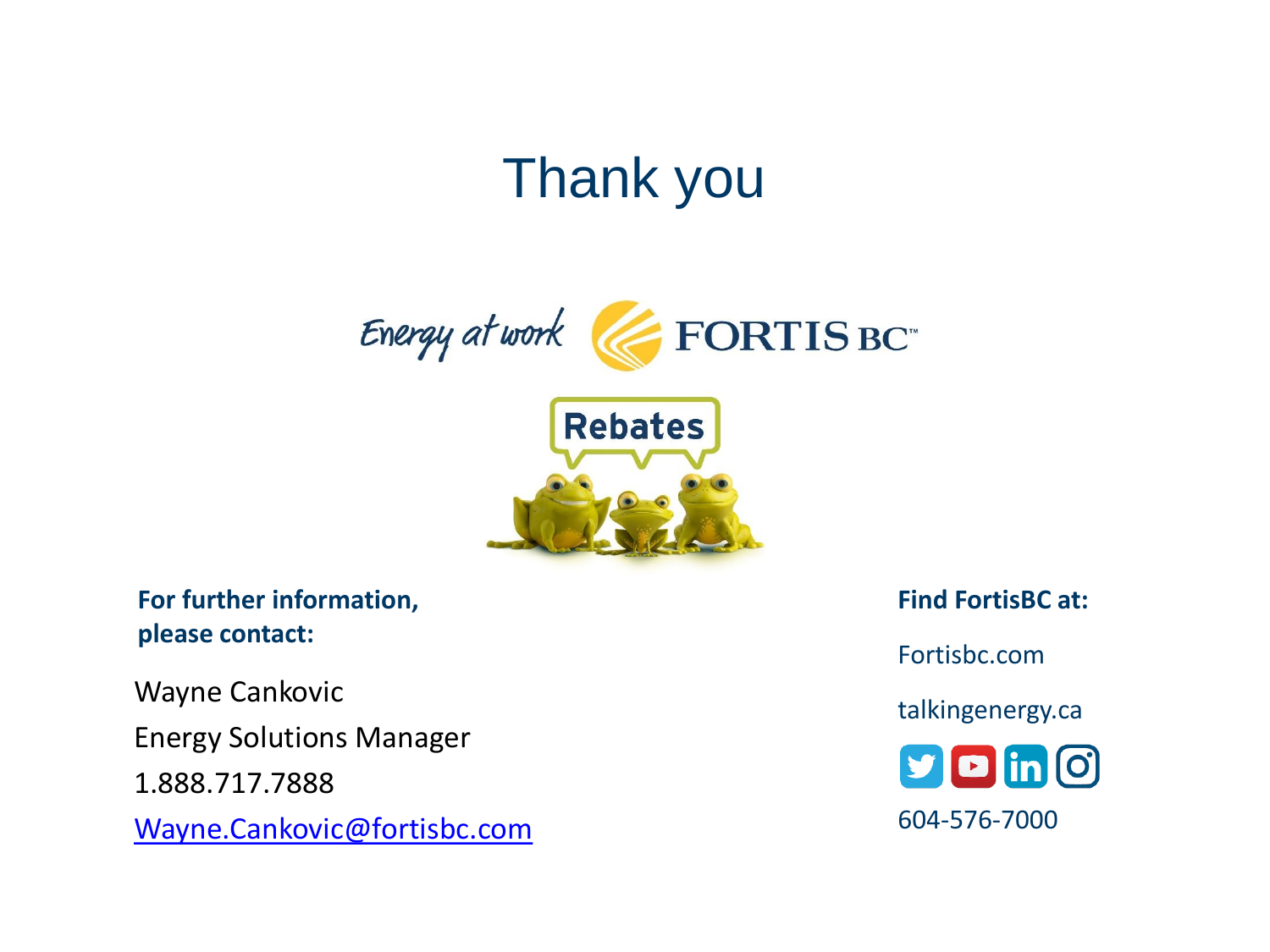# Thank you

Energy at work FORTIS BC™

Rebates

**For further information, please contact:**

Wayne Cankovic

Energy Solutions Manager

1.888.717.7888

Wayne.Cankovic@fortisbc.com

**Find FortisBC at:**

Fortisbc.com

talkingenergy.ca

604-576-7000